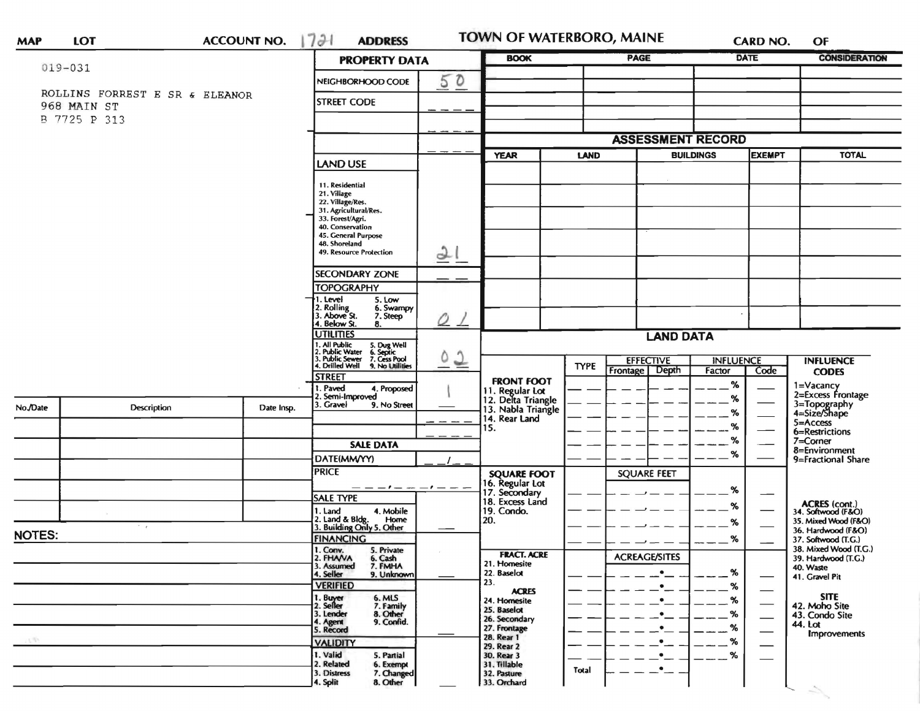MAP | LOT | ACCOUNT NO. 1721 | ADDRESS | TOWN OF WATERBORO, MAINE | CARD NO. | OF

019-031

ROLLINS FORREST E SR & ELEANOR
968 MAIN ST
B 7725 P 313

## PROPERTY DATA

| Field | Value |
|---|---|
| NEIGHBORHOOD CODE | 50 |
| STREET CODE | |
| LAND USE (11. Residential, 21. Village, 22. Village/Res., 31. Agricultural/Res., 33. Forest/Agri., 40. Conservation, 45. General Purpose, 48. Shoreland, 49. Resource Protection) | 21 |
| SECONDARY ZONE | |
| TOPOGRAPHY (1. Level, 2. Rolling, 3. Above St., 4. Below St., 5. Low, 6. Swampy, 7. Steep, 8.) | 01 |
| UTILITIES (1. All Public, 2. Public Water, 3. Public Sewer, 4. Drilled Well, 5. Dug Well, 6. Septic, 7. Cess Pool, 9. No Utilities) | 02 |
| STREET (1. Paved, 2. Semi-Improved, 3. Gravel, 4. Proposed, 9. No Street) | 1 |

## SALE DATA

| Field | Value |
|---|---|
| DATE(MM/YY) | / |
| PRICE | |
| SALE TYPE (1. Land, 2. Land & Bldg., 3. Building Only, 4. Mobile Home, 5. Other) | |
| FINANCING (1. Conv., 2. FHA/VA, 3. Assumed, 4. Seller, 5. Private, 6. Cash, 7. FMHA, 9. Unknown) | |
| VERIFIED (1. Buyer, 2. Seller, 3. Lender, 4. Agent, 5. Record, 6. MLS, 7. Family, 8. Other, 9. Confid.) | |
| VALIDITY (1. Valid, 2. Related, 3. Distress, 4. Split, 5. Partial, 6. Exempt, 7. Changed, 8. Other) | |

| BOOK | PAGE | DATE | CONSIDERATION |
|---|---|---|---|
| | | | |

## ASSESSMENT RECORD

| YEAR | LAND | BUILDINGS | EXEMPT | TOTAL |
|---|---|---|---|---|
| | | | | |

| No./Date | Description | Date Insp. |
|---|---|---|
| | | |

NOTES:

## LAND DATA

| | TYPE | EFFECTIVE Frontage | EFFECTIVE Depth | INFLUENCE Factor | INFLUENCE Code |
|---|---|---|---|---|---|
| FRONT FOOT (11. Regular Lot, 12. Delta Triangle, 13. Nabla Triangle, 14. Rear Land, 15.) | | | | % | |
| SQUARE FOOT (16. Regular Lot, 17. Secondary, 18. Excess Land, 19. Condo., 20.) | | SQUARE FEET | | % | |
| FRACT. ACRE (21. Homesite, 22. Baselot, 23.) ACRES (24. Homesite, 25. Baselot, 26. Secondary, 27. Frontage, 28. Rear 1, 29. Rear 2, 30. Rear 3, 31. Tillable, 32. Pasture, 33. Orchard) | | ACREAGE/SITES | | % | |
| | Total | | | | |

INFLUENCE CODES: 1=Vacancy, 2=Excess Frontage, 3=Topography, 4=Size/Shape, 5=Access, 6=Restrictions, 7=Corner, 8=Environment, 9=Fractional Share

ACRES (cont.): 34. Softwood (F&O), 35. Mixed Wood (F&O), 36. Hardwood (F&O), 37. Softwood (T.G.), 38. Mixed Wood (T.G.), 39. Hardwood (T.G.), 40. Waste, 41. Gravel Pit

SITE: 42. Moho Site, 43. Condo Site, 44. Lot Improvements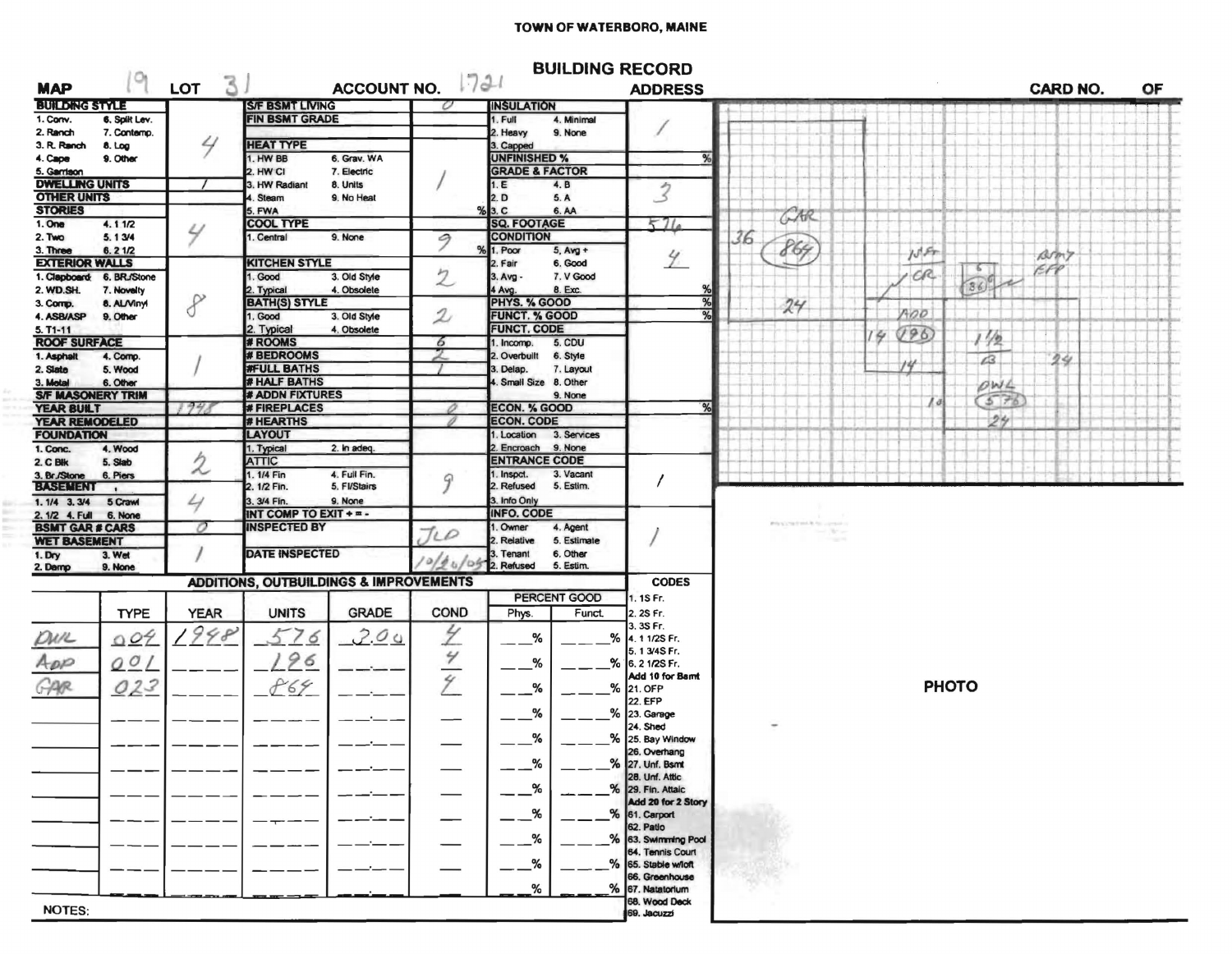TOWN OF WATERBORO, MAINE

# BUILDING RECORD

MAP 19 LOT 31 ACCOUNT NO. 1721 ADDRESS CARD NO. OF

| | | | | | |
|---|---|---|---|---|---|
| **BUILDING STYLE** 1. Conv. 6. Split Lev. 2. Ranch 7. Contemp. 3. R. Ranch 8. Log 4. Cape 9. Other 5. Garrison | 4 | **S/F BSMT LIVING** | 0 | **INSULATION** 1. Full 4. Minimal 2. Heavy 9. None 3. Capped | 1 |
| **DWELLING UNITS** | 1 | **FIN BSMT GRADE** | | **UNFINISHED %** | % |
| **OTHER UNITS** | | **HEAT TYPE** 1. HW BB 6. Grav. WA 2. HW CI 7. Electric 3. HW Radiant 8. Units 4. Steam 9. No Heat 5. FWA | 1 % | **GRADE & FACTOR** 1. E 4. B 2. D 5. A 3. C 6. AA | 3 |
| **STORIES** 1. One 4. 1 1/2 2. Two 5. 1 3/4 3. Three 6. 2 1/2 | 4 | **COOL TYPE** 1. Central 9. None | 9 % | **SQ. FOOTAGE** | 576 |
| **EXTERIOR WALLS** 1. Clapboard 6. BR/Stone 2. WD.SH. 7. Novelty 3. Comp. 8. AL/Vinyl 4. ASB/ASP 9. Other 5. T1-11 | 8 | **KITCHEN STYLE** 1. Good 3. Old Style 2. Typical 4. Obsolete | 2 | **CONDITION** 1. Poor 5. Avg + 2. Fair 6. Good 3. Avg - 7. V Good 4 Avg. 8. Exc. | 4 |
| | | **BATH(S) STYLE** 1. Good 3. Old Style 2. Typical 4. Obsolete | 2 | **PHYS. % GOOD** | % |
| **ROOF SURFACE** 1. Asphalt 4. Comp. 2. Slate 5. Wood 3. Metal 6. Other | 1 | **# ROOMS** | 6 | **FUNCT. % GOOD** | % |
| | | **# BEDROOMS** | 2 | **FUNCT. CODE** 1. Incomp. 5. CDU 2. Overbuilt 6. Style 3. Delap. 7. Layout 4. Small Size 8. Other 9. None | |
| | | **#FULL BATHS** | 1 | | |
| **S/F MASONERY TRIM** | | **# HALF BATHS** | | | |
| **YEAR BUILT** | 1948 | **# ADDN FIXTURES** | | | |
| **YEAR REMODELED** | | **# FIREPLACES** | 0 | **ECON. % GOOD** | % |
| **FOUNDATION** 1. Conc. 4. Wood 2. C Blk 5. Slab 3. Br./Stone 6. Piers | 2 | **# HEARTHS** | 0 | **ECON. CODE** 1. Location 3. Services 2. Encroach 9. None | |
| **BASEMENT** 1. 1/4 3. 3/4 5 Crawl 2. 1/2 4. Full 6. None | 4 | **LAYOUT** 1. Typical 2. In adeq. | | **ENTRANCE CODE** 1. Inspct. 3. Vacant 2. Refused 5. Estim. 3. Info Only | 1 |
| **BSMT GAR # CARS** | 0 | **ATTIC** 1. 1/4 Fin 4. Full Fin. 2. 1/2 Fin. 5. Fl/Stairs 3. 3/4 Fin. 9. None | 9 | | |
| **WET BASEMENT** 1. Dry 3. Wet 2. Damp 9. None | 1 | **INT COMP TO EXIT + = -** | | **INFO. CODE** 1. Owner 4. Agent 2. Relative 5. Estimate 3. Tenant 6. Other 2. Refused 5. Estim. | 1 |
| | | **INSPECTED BY** | JLD | | |
| | | **DATE INSPECTED** | 10/20/05 | | |

## ADDITIONS, OUTBUILDINGS & IMPROVEMENTS

| | TYPE | YEAR | UNITS | GRADE | COND | PERCENT GOOD Phys. | Funct. |
|---|---|---|---|---|---|---|---|
| DWL | 004 | 1948 | 576 | 3.00 | 4 | % | % |
| ADD | 001 | | 196 | | 4 | % | % |
| GAR | 023 | | 864 | | 4 | % | % |
| | | | | | | % | % |
| | | | | | | % | % |
| | | | | | | % | % |
| | | | | | | % | % |
| | | | | | | % | % |
| | | | | | | % | % |
| | | | | | | % | % |

**CODES**
1. 1S Fr.
2. 2S Fr.
3. 3S Fr.
4. 1 1/2S Fr.
5. 1 3/4S Fr.
6. 2 1/2S Fr.
Add 10 for Bsmt
21. OFP
22. EFP
23. Garage
24. Shed
25. Bay Window
26. Overhang
27. Unf. Bsmt
28. Unf. Attic
29. Fin. Attaic
Add 20 for 2 Story
61. Carport
62. Patio
63. Swimming Pool
64. Tennis Court
65. Stable w/loft
66. Greenhouse
67. Natatorium
68. Wood Deck
69. Jacuzzi

NOTES:

GAR 864 36 24
N Fr CR
6 36 6 Bsmt EFP
ADD 196 14 14
1 1/2 CB 24
DWL 576 10 24

PHOTO